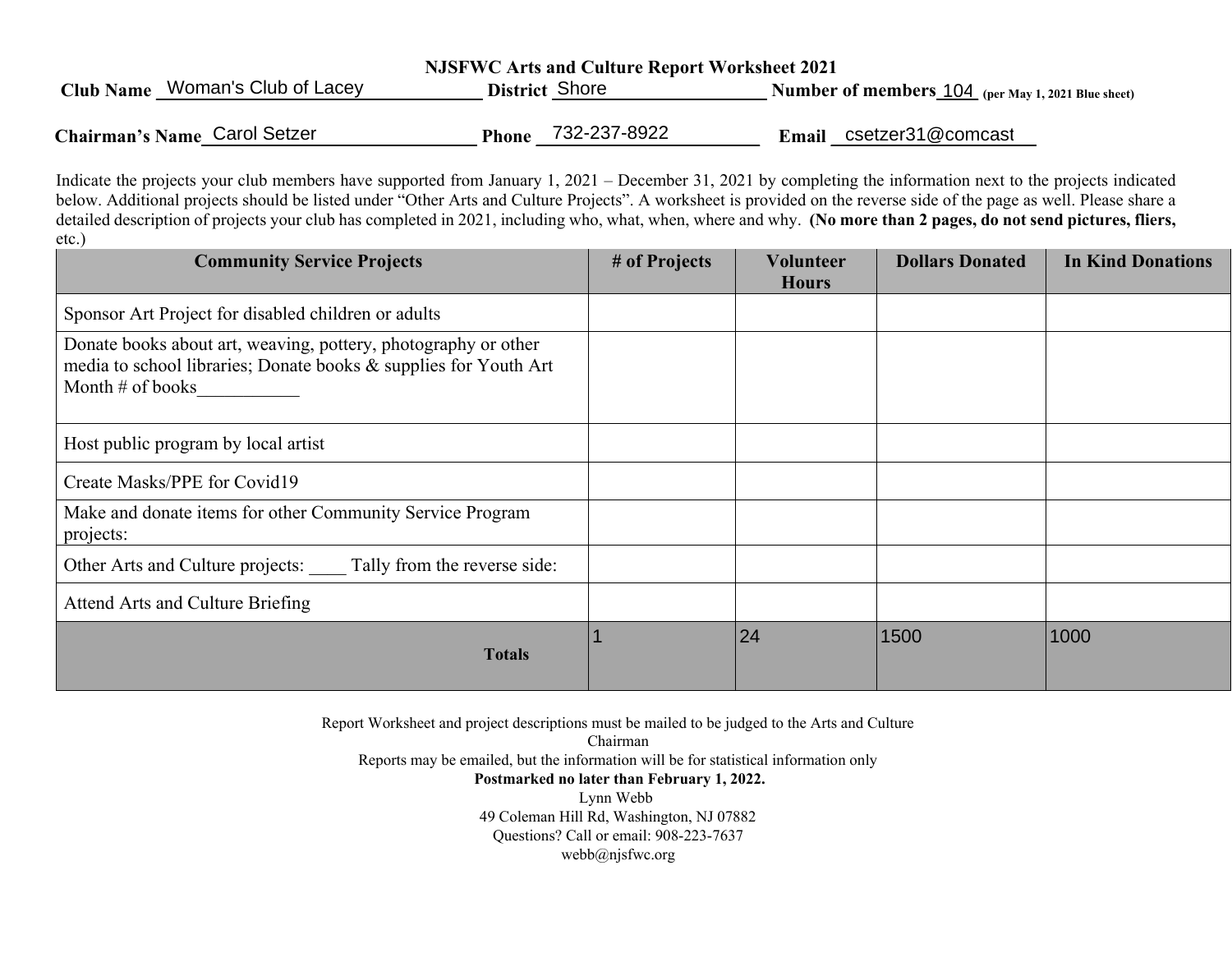# NJSFWC Arts and Culture Report Worksheet 2021

**Club Name** Woman's Club of Lacey **District** Shore **Number of members** 104 **(per May 1, 2021 Blue sheet)**

**Chairman's Name** Carol Setzer **Phone** 732-237-8922 **Email** csetzer31@comcast

Indicate the projects your club members have supported from January 1, 2021 – December 31, 2021 by completing the information next to the projects indicated below. Additional projects should be listed under "Other Arts and Culture Projects". A worksheet is provided on the reverse side of the page as well. Please share a detailed description of projects your club has completed in 2021, including who, what, when, where and why. **(No more than 2 pages, do not send pictures, fliers, etc.)**

| Community Service Projects | # of Projects | Volunteer Hours | Dollars Donated | In Kind Donations |
|---|---|---|---|---|
| Sponsor Art Project for disabled children or adults | | | | |
| Donate books about art, weaving, pottery, photography or other media to school libraries; Donate books & supplies for Youth Art Month # of books___________ | | | | |
| Host public program by local artist | | | | |
| Create Masks/PPE for Covid19 | | | | |
| Make and donate items for other Community Service Program projects: | | | | |
| Other Arts and Culture projects: ____ Tally from the reverse side: | | | | |
| Attend Arts and Culture Briefing | | | | |
| **Totals** | 1 | 24 | 1500 | 1000 |

Report Worksheet and project descriptions must be mailed to be judged to the Arts and Culture Chairman

Reports may be emailed, but the information will be for statistical information only

**Postmarked no later than February 1, 2022.**

Lynn Webb

49 Coleman Hill Rd, Washington, NJ 07882

Questions? Call or email: 908-223-7637

webb@njsfwc.org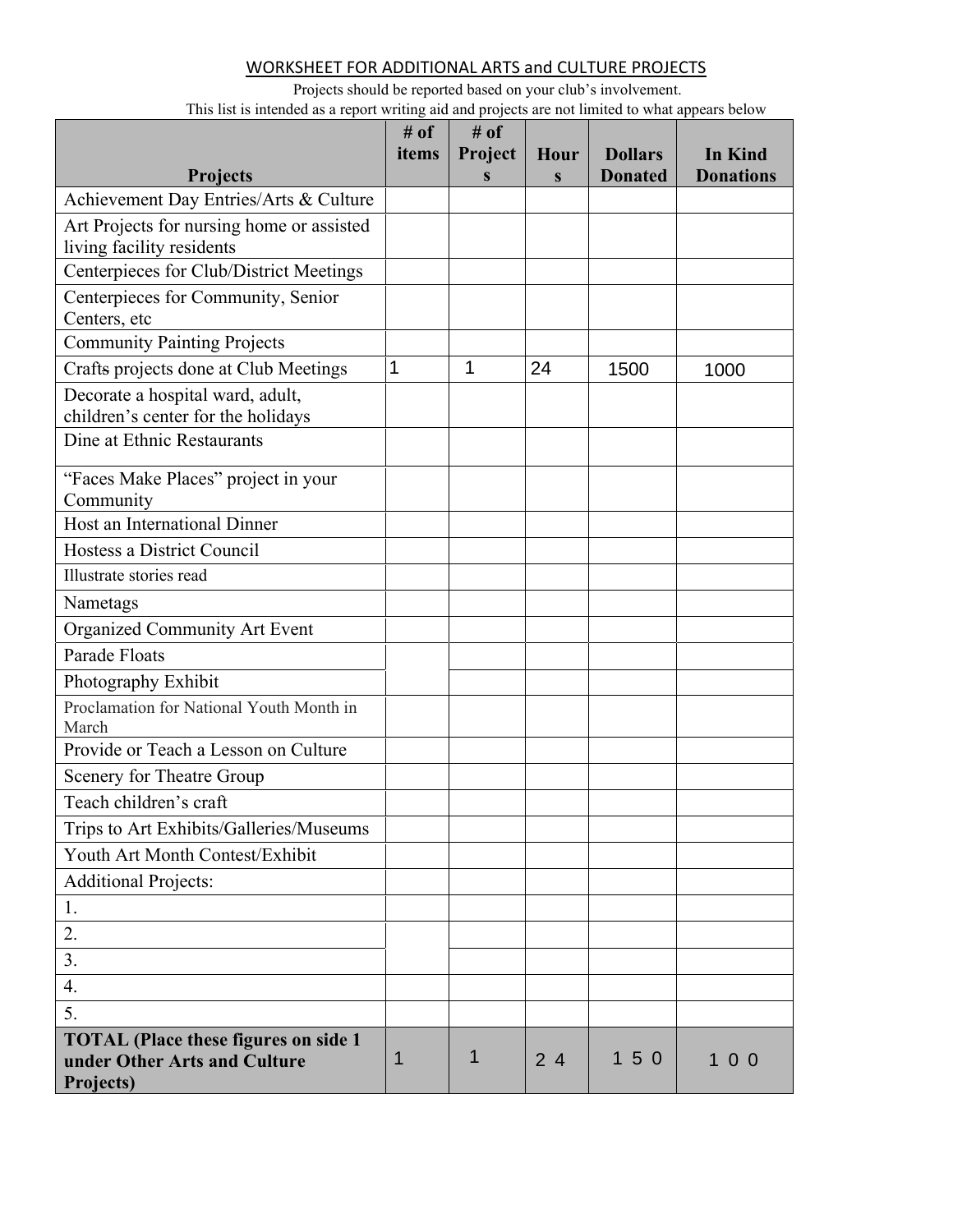WORKSHEET FOR ADDITIONAL ARTS and CULTURE PROJECTS

Projects should be reported based on your club's involvement.

This list is intended as a report writing aid and projects are not limited to what appears below

| Projects | # of items | # of Projects | Hours | Dollars Donated | In Kind Donations |
|---|---|---|---|---|---|
| Achievement Day Entries/Arts & Culture | | | | | |
| Art Projects for nursing home or assisted living facility residents | | | | | |
| Centerpieces for Club/District Meetings | | | | | |
| Centerpieces for Community, Senior Centers, etc | | | | | |
| Community Painting Projects | | | | | |
| Crafts projects done at Club Meetings | 1 | 1 | 24 | 1500 | 1000 |
| Decorate a hospital ward, adult, children's center for the holidays | | | | | |
| Dine at Ethnic Restaurants | | | | | |
| "Faces Make Places" project in your Community | | | | | |
| Host an International Dinner | | | | | |
| Hostess a District Council | | | | | |
| Illustrate stories read | | | | | |
| Nametags | | | | | |
| Organized Community Art Event | | | | | |
| Parade Floats | | | | | |
| Photography Exhibit | | | | | |
| Proclamation for National Youth Month in March | | | | | |
| Provide or Teach a Lesson on Culture | | | | | |
| Scenery for Theatre Group | | | | | |
| Teach children's craft | | | | | |
| Trips to Art Exhibits/Galleries/Museums | | | | | |
| Youth Art Month Contest/Exhibit | | | | | |
| Additional Projects: | | | | | |
| 1. | | | | | |
| 2. | | | | | |
| 3. | | | | | |
| 4. | | | | | |
| 5. | | | | | |
| **TOTAL (Place these figures on side 1 under Other Arts and Culture Projects)** | 1 | 1 | 2 4 | 1 5 0 | 1 0 0 |